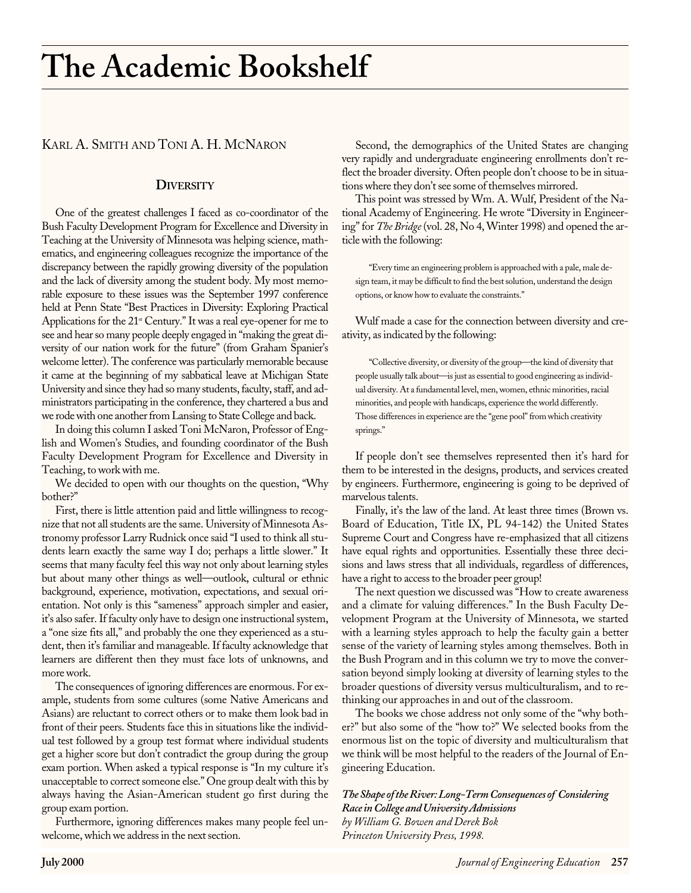# The Academic Bookshelf

Karl A. Smith and Toni A. H. McNaron

## Diversity

One of the greatest challenges I faced as co-coordinator of the Bush Faculty Development Program for Excellence and Diversity in Teaching at the University of Minnesota was helping science, mathematics, and engineering colleagues recognize the importance of the discrepancy between the rapidly growing diversity of the population and the lack of diversity among the student body. My most memorable exposure to these issues was the September 1997 conference held at Penn State "Best Practices in Diversity: Exploring Practical Applications for the 21st Century." It was a real eye-opener for me to see and hear so many people deeply engaged in "making the great diversity of our nation work for the future" (from Graham Spanier's welcome letter). The conference was particularly memorable because it came at the beginning of my sabbatical leave at Michigan State University and since they had so many students, faculty, staff, and administrators participating in the conference, they chartered a bus and we rode with one another from Lansing to State College and back.

In doing this column I asked Toni McNaron, Professor of English and Women's Studies, and founding coordinator of the Bush Faculty Development Program for Excellence and Diversity in Teaching, to work with me.

We decided to open with our thoughts on the question, "Why bother?"

First, there is little attention paid and little willingness to recognize that not all students are the same. University of Minnesota Astronomy professor Larry Rudnick once said "I used to think all students learn exactly the same way I do; perhaps a little slower." It seems that many faculty feel this way not only about learning styles but about many other things as well—outlook, cultural or ethnic background, experience, motivation, expectations, and sexual orientation. Not only is this "sameness" approach simpler and easier, it's also safer. If faculty only have to design one instructional system, a "one size fits all," and probably the one they experienced as a student, then it's familiar and manageable. If faculty acknowledge that learners are different then they must face lots of unknowns, and more work.

The consequences of ignoring differences are enormous. For example, students from some cultures (some Native Americans and Asians) are reluctant to correct others or to make them look bad in front of their peers. Students face this in situations like the individual test followed by a group test format where individual students get a higher score but don't contradict the group during the group exam portion. When asked a typical response is "In my culture it's unacceptable to correct someone else." One group dealt with this by always having the Asian-American student go first during the group exam portion.

Furthermore, ignoring differences makes many people feel unwelcome, which we address in the next section.

Second, the demographics of the United States are changing very rapidly and undergraduate engineering enrollments don't reflect the broader diversity. Often people don't choose to be in situations where they don't see some of themselves mirrored.

This point was stressed by Wm. A. Wulf, President of the National Academy of Engineering. He wrote "Diversity in Engineering" for *The Bridge* (vol. 28, No 4, Winter 1998) and opened the article with the following:

> "Every time an engineering problem is approached with a pale, male design team, it may be difficult to find the best solution, understand the design options, or know how to evaluate the constraints."

Wulf made a case for the connection between diversity and creativity, as indicated by the following:

> "Collective diversity, or diversity of the group—the kind of diversity that people usually talk about—is just as essential to good engineering as individual diversity. At a fundamental level, men, women, ethnic minorities, racial minorities, and people with handicaps, experience the world differently. Those differences in experience are the "gene pool" from which creativity springs."

If people don't see themselves represented then it's hard for them to be interested in the designs, products, and services created by engineers. Furthermore, engineering is going to be deprived of marvelous talents.

Finally, it's the law of the land. At least three times (Brown vs. Board of Education, Title IX, PL 94-142) the United States Supreme Court and Congress have re-emphasized that all citizens have equal rights and opportunities. Essentially these three decisions and laws stress that all individuals, regardless of differences, have a right to access to the broader peer group!

The next question we discussed was "How to create awareness and a climate for valuing differences." In the Bush Faculty Development Program at the University of Minnesota, we started with a learning styles approach to help the faculty gain a better sense of the variety of learning styles among themselves. Both in the Bush Program and in this column we try to move the conversation beyond simply looking at diversity of learning styles to the broader questions of diversity versus multiculturalism, and to rethinking our approaches in and out of the classroom.

The books we chose address not only some of the "why bother?" but also some of the "how to?" We selected books from the enormous list on the topic of diversity and multiculturalism that we think will be most helpful to the readers of the Journal of Engineering Education.

***The Shape of the River: Long-Term Consequences of Considering Race in College and University Admissions***
*by William G. Bowen and Derek Bok*
*Princeton University Press, 1998.*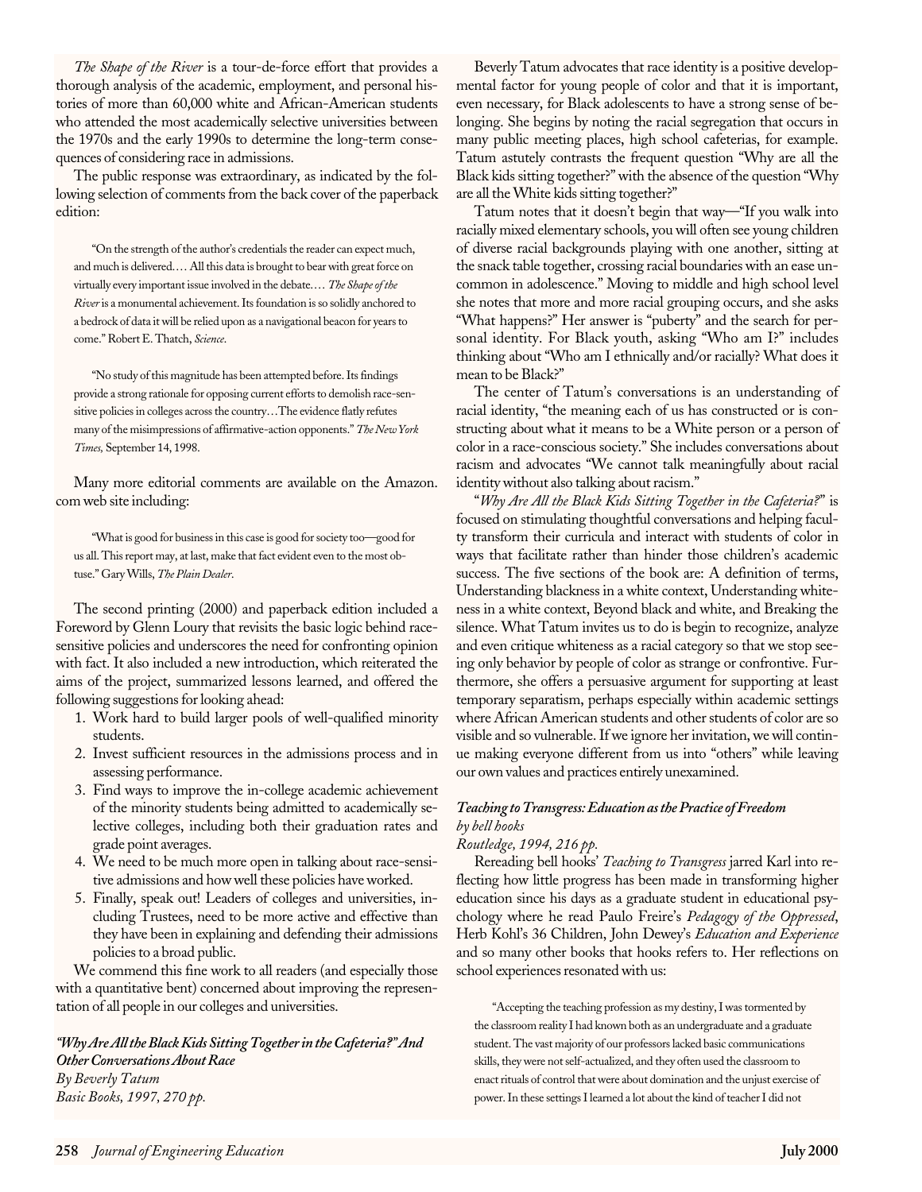*The Shape of the River* is a tour-de-force effort that provides a thorough analysis of the academic, employment, and personal histories of more than 60,000 white and African-American students who attended the most academically selective universities between the 1970s and the early 1990s to determine the long-term consequences of considering race in admissions.

The public response was extraordinary, as indicated by the following selection of comments from the back cover of the paperback edition:

> "On the strength of the author's credentials the reader can expect much, and much is delivered.… All this data is brought to bear with great force on virtually every important issue involved in the debate.… *The Shape of the River* is a monumental achievement. Its foundation is so solidly anchored to a bedrock of data it will be relied upon as a navigational beacon for years to come." Robert E. Thatch, *Science*.

> "No study of this magnitude has been attempted before. Its findings provide a strong rationale for opposing current efforts to demolish race-sensitive policies in colleges across the country…The evidence flatly refutes many of the misimpressions of affirmative-action opponents." *The New York Times,* September 14, 1998.

Many more editorial comments are available on the Amazon.com web site including:

> "What is good for business in this case is good for society too—good for us all. This report may, at last, make that fact evident even to the most obtuse." Gary Wills, *The Plain Dealer*.

The second printing (2000) and paperback edition included a Foreword by Glenn Loury that revisits the basic logic behind race-sensitive policies and underscores the need for confronting opinion with fact. It also included a new introduction, which reiterated the aims of the project, summarized lessons learned, and offered the following suggestions for looking ahead:

1. Work hard to build larger pools of well-qualified minority students.
2. Invest sufficient resources in the admissions process and in assessing performance.
3. Find ways to improve the in-college academic achievement of the minority students being admitted to academically selective colleges, including both their graduation rates and grade point averages.
4. We need to be much more open in talking about race-sensitive admissions and how well these policies have worked.
5. Finally, speak out! Leaders of colleges and universities, including Trustees, need to be more active and effective than they have been in explaining and defending their admissions policies to a broad public.

We commend this fine work to all readers (and especially those with a quantitative bent) concerned about improving the representation of all people in our colleges and universities.

***"Why Are All the Black Kids Sitting Together in the Cafeteria?" And Other Conversations About Race***
*By Beverly Tatum*
*Basic Books, 1997, 270 pp.*

Beverly Tatum advocates that race identity is a positive developmental factor for young people of color and that it is important, even necessary, for Black adolescents to have a strong sense of belonging. She begins by noting the racial segregation that occurs in many public meeting places, high school cafeterias, for example. Tatum astutely contrasts the frequent question "Why are all the Black kids sitting together?" with the absence of the question "Why are all the White kids sitting together?"

Tatum notes that it doesn't begin that way—"If you walk into racially mixed elementary schools, you will often see young children of diverse racial backgrounds playing with one another, sitting at the snack table together, crossing racial boundaries with an ease uncommon in adolescence." Moving to middle and high school level she notes that more and more racial grouping occurs, and she asks "What happens?" Her answer is "puberty" and the search for personal identity. For Black youth, asking "Who am I?" includes thinking about "Who am I ethnically and/or racially? What does it mean to be Black?"

The center of Tatum's conversations is an understanding of racial identity, "the meaning each of us has constructed or is constructing about what it means to be a White person or a person of color in a race-conscious society." She includes conversations about racism and advocates "We cannot talk meaningfully about racial identity without also talking about racism."

"*Why Are All the Black Kids Sitting Together in the Cafeteria?*" is focused on stimulating thoughtful conversations and helping faculty transform their curricula and interact with students of color in ways that facilitate rather than hinder those children's academic success. The five sections of the book are: A definition of terms, Understanding blackness in a white context, Understanding whiteness in a white context, Beyond black and white, and Breaking the silence. What Tatum invites us to do is begin to recognize, analyze and even critique whiteness as a racial category so that we stop seeing only behavior by people of color as strange or confrontive. Furthermore, she offers a persuasive argument for supporting at least temporary separatism, perhaps especially within academic settings where African American students and other students of color are so visible and so vulnerable. If we ignore her invitation, we will continue making everyone different from us into "others" while leaving our own values and practices entirely unexamined.

***Teaching to Transgress: Education as the Practice of Freedom***
*by bell hooks*
*Routledge, 1994, 216 pp.*

Rereading bell hooks' *Teaching to Transgress* jarred Karl into reflecting how little progress has been made in transforming higher education since his days as a graduate student in educational psychology where he read Paulo Freire's *Pedagogy of the Oppressed*, Herb Kohl's 36 Children, John Dewey's *Education and Experience* and so many other books that hooks refers to. Her reflections on school experiences resonated with us:

> "Accepting the teaching profession as my destiny, I was tormented by the classroom reality I had known both as an undergraduate and a graduate student. The vast majority of our professors lacked basic communications skills, they were not self-actualized, and they often used the classroom to enact rituals of control that were about domination and the unjust exercise of power. In these settings I learned a lot about the kind of teacher I did not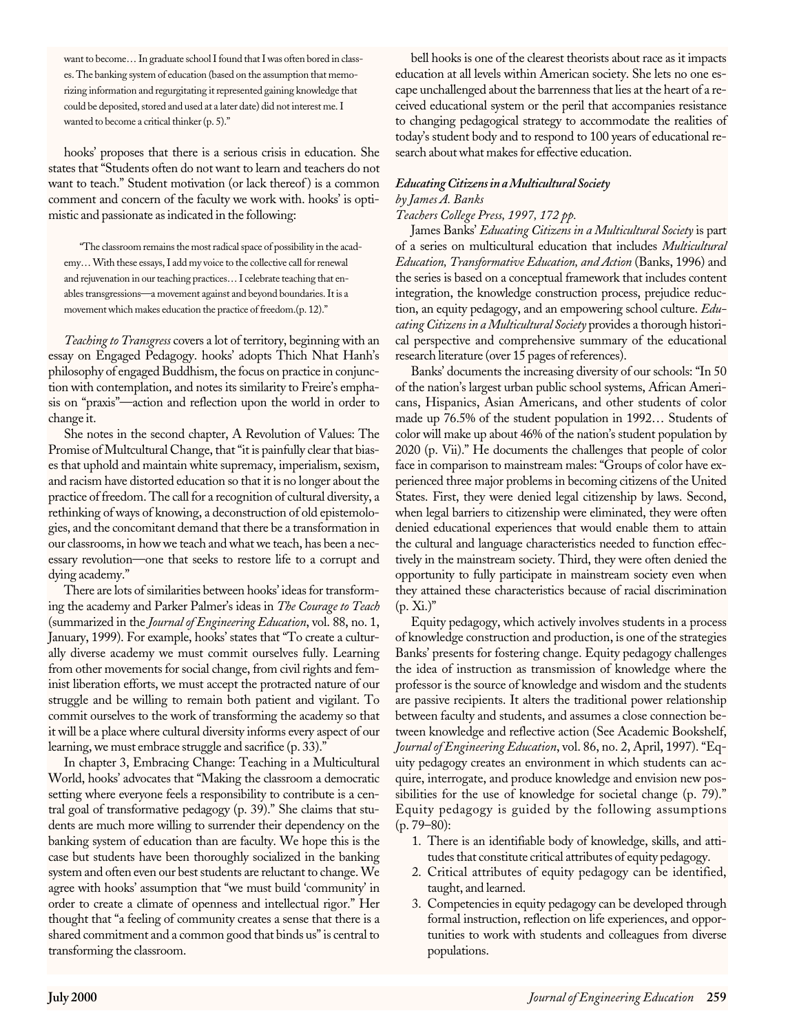want to become… In graduate school I found that I was often bored in classes. The banking system of education (based on the assumption that memorizing information and regurgitating it represented gaining knowledge that could be deposited, stored and used at a later date) did not interest me. I wanted to become a critical thinker (p. 5)."

hooks' proposes that there is a serious crisis in education. She states that "Students often do not want to learn and teachers do not want to teach." Student motivation (or lack thereof) is a common comment and concern of the faculty we work with. hooks' is optimistic and passionate as indicated in the following:

> "The classroom remains the most radical space of possibility in the academy… With these essays, I add my voice to the collective call for renewal and rejuvenation in our teaching practices… I celebrate teaching that enables transgressions—a movement against and beyond boundaries. It is a movement which makes education the practice of freedom.(p. 12)."

*Teaching to Transgress* covers a lot of territory, beginning with an essay on Engaged Pedagogy. hooks' adopts Thich Nhat Hanh's philosophy of engaged Buddhism, the focus on practice in conjunction with contemplation, and notes its similarity to Freire's emphasis on "praxis"—action and reflection upon the world in order to change it.

She notes in the second chapter, A Revolution of Values: The Promise of Multcultural Change, that "it is painfully clear that biases that uphold and maintain white supremacy, imperialism, sexism, and racism have distorted education so that it is no longer about the practice of freedom. The call for a recognition of cultural diversity, a rethinking of ways of knowing, a deconstruction of old epistemologies, and the concomitant demand that there be a transformation in our classrooms, in how we teach and what we teach, has been a necessary revolution—one that seeks to restore life to a corrupt and dying academy."

There are lots of similarities between hooks' ideas for transforming the academy and Parker Palmer's ideas in *The Courage to Teach* (summarized in the *Journal of Engineering Education*, vol. 88, no. 1, January, 1999). For example, hooks' states that "To create a culturally diverse academy we must commit ourselves fully. Learning from other movements for social change, from civil rights and feminist liberation efforts, we must accept the protracted nature of our struggle and be willing to remain both patient and vigilant. To commit ourselves to the work of transforming the academy so that it will be a place where cultural diversity informs every aspect of our learning, we must embrace struggle and sacrifice (p. 33)."

In chapter 3, Embracing Change: Teaching in a Multicultural World, hooks' advocates that "Making the classroom a democratic setting where everyone feels a responsibility to contribute is a central goal of transformative pedagogy (p. 39)." She claims that students are much more willing to surrender their dependency on the banking system of education than are faculty. We hope this is the case but students have been thoroughly socialized in the banking system and often even our best students are reluctant to change. We agree with hooks' assumption that "we must build 'community' in order to create a climate of openness and intellectual rigor." Her thought that "a feeling of community creates a sense that there is a shared commitment and a common good that binds us" is central to transforming the classroom.

bell hooks is one of the clearest theorists about race as it impacts education at all levels within American society. She lets no one escape unchallenged about the barrenness that lies at the heart of a received educational system or the peril that accompanies resistance to changing pedagogical strategy to accommodate the realities of today's student body and to respond to 100 years of educational research about what makes for effective education.

***Educating Citizens in a Multicultural Society***
*by James A. Banks*
*Teachers College Press, 1997, 172 pp.*

James Banks' *Educating Citizens in a Multicultural Society* is part of a series on multicultural education that includes *Multicultural Education, Transformative Education, and Action* (Banks, 1996) and the series is based on a conceptual framework that includes content integration, the knowledge construction process, prejudice reduction, an equity pedagogy, and an empowering school culture. *Educating Citizens in a Multicultural Society* provides a thorough historical perspective and comprehensive summary of the educational research literature (over 15 pages of references).

Banks' documents the increasing diversity of our schools: "In 50 of the nation's largest urban public school systems, African Americans, Hispanics, Asian Americans, and other students of color made up 76.5% of the student population in 1992… Students of color will make up about 46% of the nation's student population by 2020 (p. Vii)." He documents the challenges that people of color face in comparison to mainstream males: "Groups of color have experienced three major problems in becoming citizens of the United States. First, they were denied legal citizenship by laws. Second, when legal barriers to citizenship were eliminated, they were often denied educational experiences that would enable them to attain the cultural and language characteristics needed to function effectively in the mainstream society. Third, they were often denied the opportunity to fully participate in mainstream society even when they attained these characteristics because of racial discrimination (p. Xi.)"

Equity pedagogy, which actively involves students in a process of knowledge construction and production, is one of the strategies Banks' presents for fostering change. Equity pedagogy challenges the idea of instruction as transmission of knowledge where the professor is the source of knowledge and wisdom and the students are passive recipients. It alters the traditional power relationship between faculty and students, and assumes a close connection between knowledge and reflective action (See Academic Bookshelf, *Journal of Engineering Education*, vol. 86, no. 2, April, 1997). "Equity pedagogy creates an environment in which students can acquire, interrogate, and produce knowledge and envision new possibilities for the use of knowledge for societal change (p. 79)." Equity pedagogy is guided by the following assumptions (p. 79–80):

1. There is an identifiable body of knowledge, skills, and attitudes that constitute critical attributes of equity pedagogy.
2. Critical attributes of equity pedagogy can be identified, taught, and learned.
3. Competencies in equity pedagogy can be developed through formal instruction, reflection on life experiences, and opportunities to work with students and colleagues from diverse populations.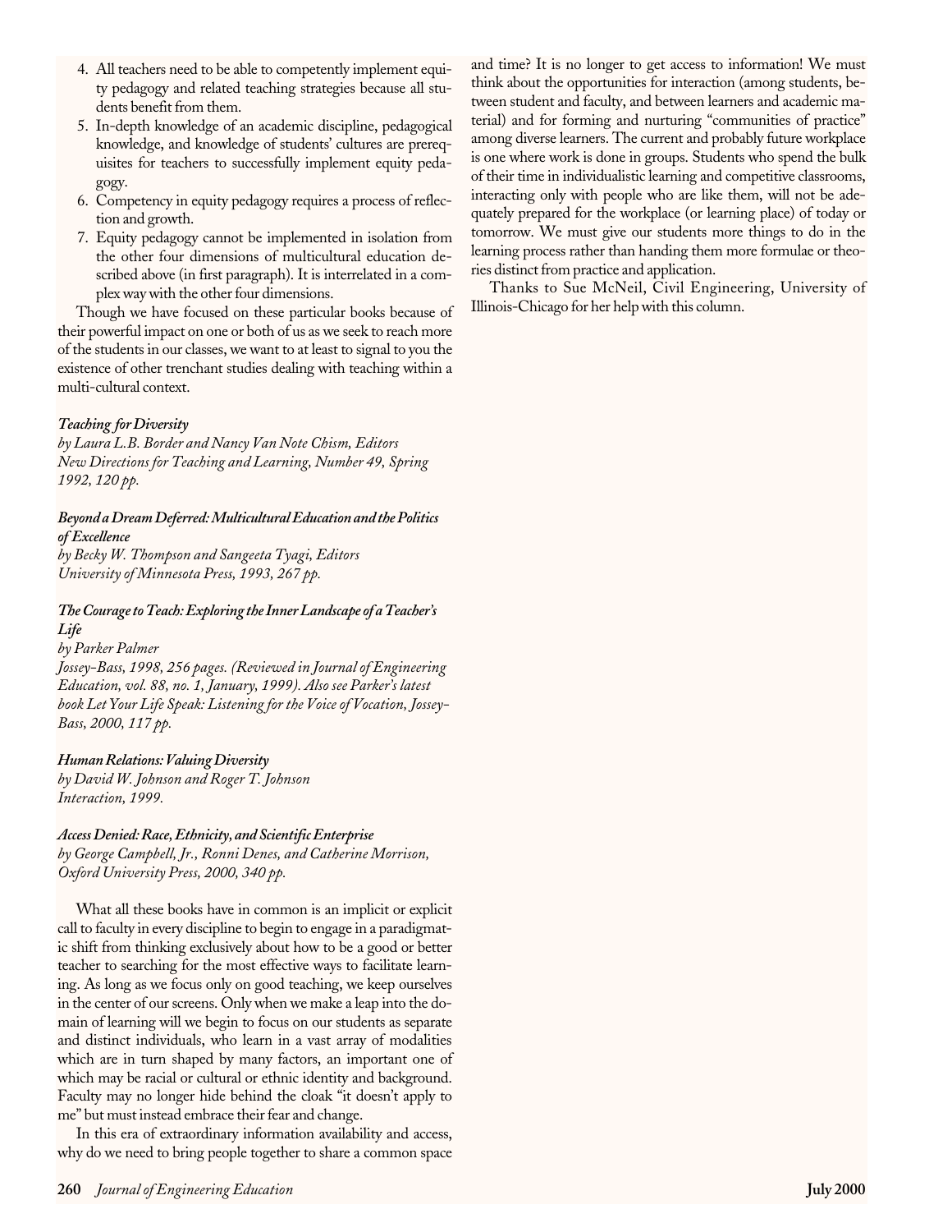4. All teachers need to be able to competently implement equity pedagogy and related teaching strategies because all students benefit from them.
5. In-depth knowledge of an academic discipline, pedagogical knowledge, and knowledge of students' cultures are prerequisites for teachers to successfully implement equity pedagogy.
6. Competency in equity pedagogy requires a process of reflection and growth.
7. Equity pedagogy cannot be implemented in isolation from the other four dimensions of multicultural education described above (in first paragraph). It is interrelated in a complex way with the other four dimensions.

Though we have focused on these particular books because of their powerful impact on one or both of us as we seek to reach more of the students in our classes, we want to at least to signal to you the existence of other trenchant studies dealing with teaching within a multi-cultural context.

***Teaching for Diversity***
*by Laura L.B. Border and Nancy Van Note Chism, Editors*
*New Directions for Teaching and Learning, Number 49, Spring 1992, 120 pp.*

***Beyond a Dream Deferred: Multicultural Education and the Politics of Excellence***
*by Becky W. Thompson and Sangeeta Tyagi, Editors*
*University of Minnesota Press, 1993, 267 pp.*

***The Courage to Teach: Exploring the Inner Landscape of a Teacher's Life***
*by Parker Palmer*
*Jossey-Bass, 1998, 256 pages. (Reviewed in Journal of Engineering Education, vol. 88, no. 1, January, 1999). Also see Parker's latest book Let Your Life Speak: Listening for the Voice of Vocation, Jossey-Bass, 2000, 117 pp.*

***Human Relations: Valuing Diversity***
*by David W. Johnson and Roger T. Johnson*
*Interaction, 1999.*

***Access Denied: Race, Ethnicity, and Scientific Enterprise***
*by George Campbell, Jr., Ronni Denes, and Catherine Morrison, Oxford University Press, 2000, 340 pp.*

What all these books have in common is an implicit or explicit call to faculty in every discipline to begin to engage in a paradigmatic shift from thinking exclusively about how to be a good or better teacher to searching for the most effective ways to facilitate learning. As long as we focus only on good teaching, we keep ourselves in the center of our screens. Only when we make a leap into the domain of learning will we begin to focus on our students as separate and distinct individuals, who learn in a vast array of modalities which are in turn shaped by many factors, an important one of which may be racial or cultural or ethnic identity and background. Faculty may no longer hide behind the cloak "it doesn't apply to me" but must instead embrace their fear and change.

In this era of extraordinary information availability and access, why do we need to bring people together to share a common space and time? It is no longer to get access to information! We must think about the opportunities for interaction (among students, between student and faculty, and between learners and academic material) and for forming and nurturing "communities of practice" among diverse learners. The current and probably future workplace is one where work is done in groups. Students who spend the bulk of their time in individualistic learning and competitive classrooms, interacting only with people who are like them, will not be adequately prepared for the workplace (or learning place) of today or tomorrow. We must give our students more things to do in the learning process rather than handing them more formulae or theories distinct from practice and application.

Thanks to Sue McNeil, Civil Engineering, University of Illinois-Chicago for her help with this column.